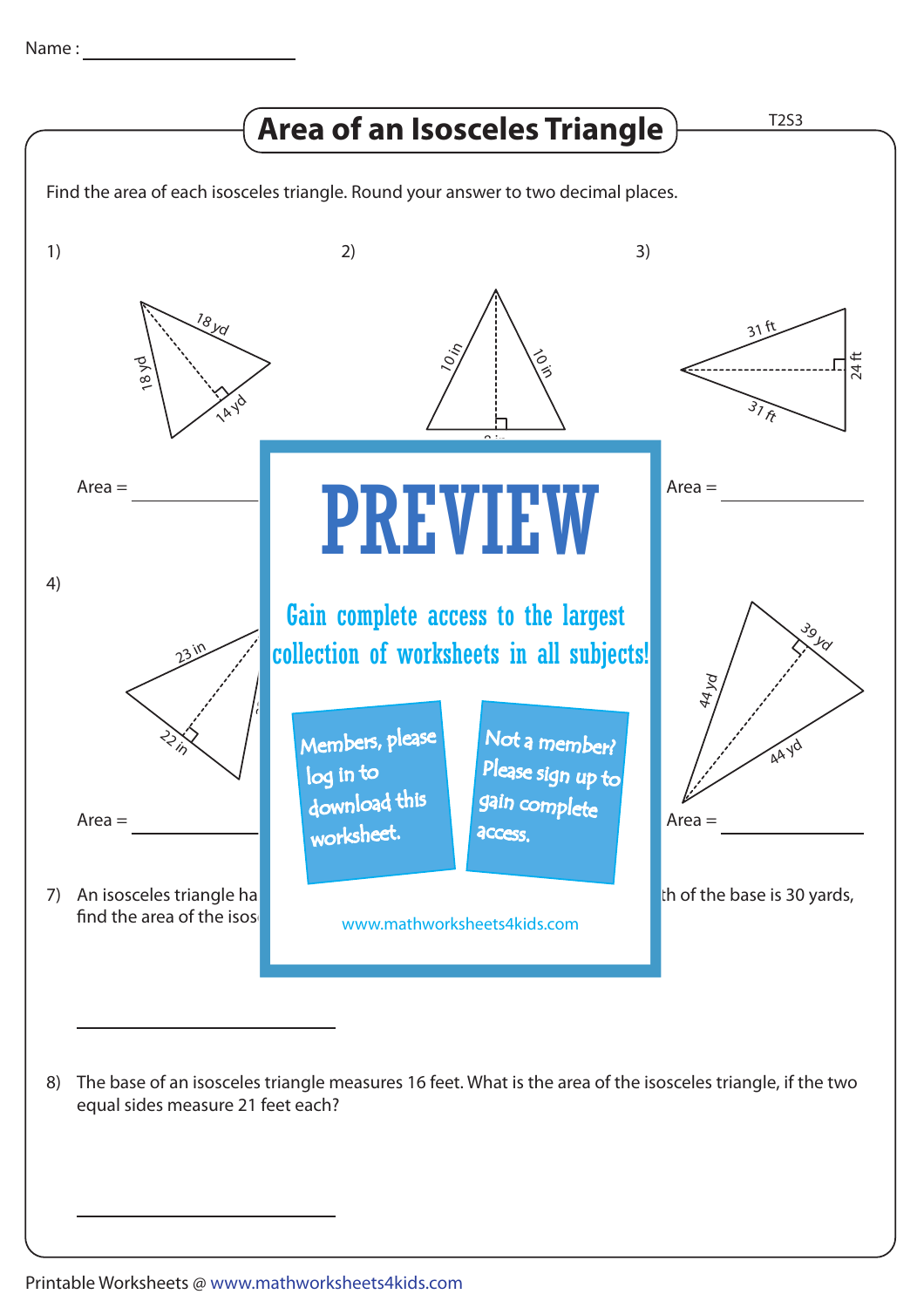Name : ____________________

# Area of an Isosceles Triangle

T2S3

Find the area of each isosceles triangle. Round your answer to two decimal places.

1) 18 yd, 18 yd, 14 yd

Area = ____________

2) 10 in, 10 in, 8 in

3) 31 ft, 31 ft, 24 ft

Area = ____________

4) 23 in, 22 in

Area = ____________

44 yd, 44 yd, 39 yd

Area = ____________

PREVIEW

Gain complete access to the largest collection of worksheets in all subjects!

Members, please log in to download this worksheet.

Not a member? Please sign up to gain complete access.

www.mathworksheets4kids.com

7) An isosceles triangle ha ... th of the base is 30 yards, find the area of the isos...

____________

8) The base of an isosceles triangle measures 16 feet. What is the area of the isosceles triangle, if the two equal sides measure 21 feet each?

____________

Printable Worksheets @ www.mathworksheets4kids.com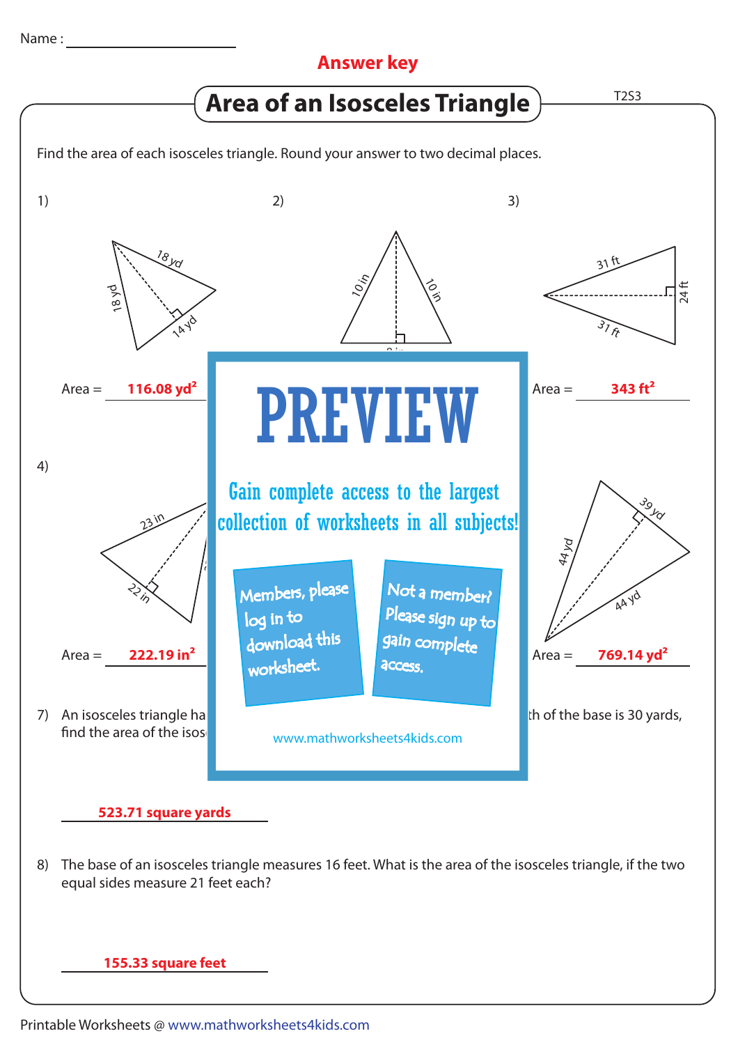Name :

**Answer key**

# Area of an Isosceles Triangle

T2S3

Find the area of each isosceles triangle. Round your answer to two decimal places.

1)

18 yd

18 yd

14 yd

Area = **116.08 yd²**

2)

10 in

10 in

8 in

3)

31 ft

24 ft

31 ft

Area = **343 ft²**

4)

23 in

22 in

Area = **222.19 in²**

6)

39 yd

44 yd

44 yd

Area = **769.14 yd²**

PREVIEW

Gain complete access to the largest collection of worksheets in all subjects!

Members, please log in to download this worksheet.

Not a member? Please sign up to gain complete access.

www.mathworksheets4kids.com

7) An isosceles triangle ha... th of the base is 30 yards, find the area of the isos...

**523.71 square yards**

8) The base of an isosceles triangle measures 16 feet. What is the area of the isosceles triangle, if the two equal sides measure 21 feet each?

**155.33 square feet**

Printable Worksheets @ www.mathworksheets4kids.com